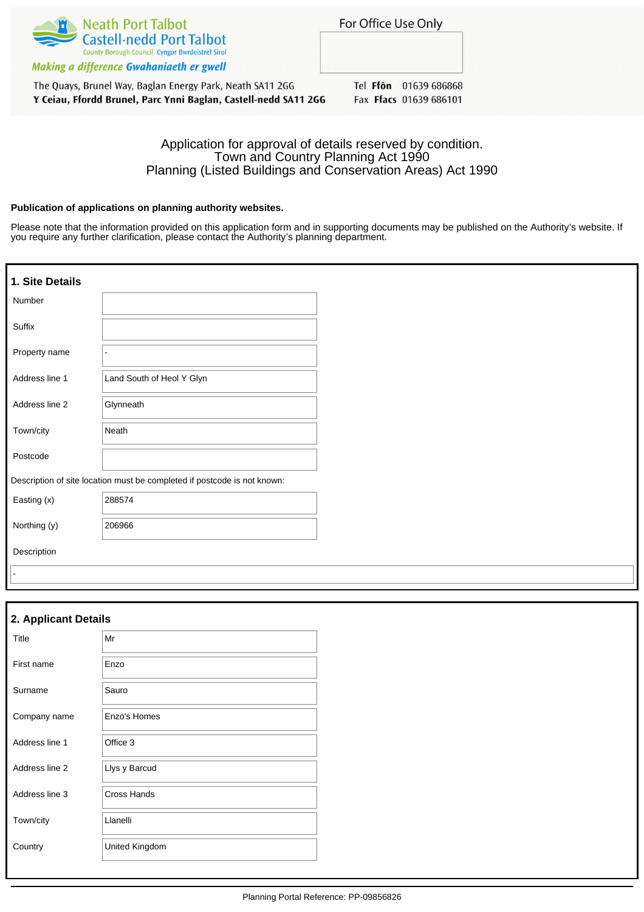Neath Port Talbot
Castell-nedd Port Talbot
County Borough Council Cyngor Bwrdeistref Sirol

*Making a difference* ***Gwahaniaeth er gwell***

The Quays, Brunel Way, Baglan Energy Park, Neath SA11 2GG
**Y Ceiau, Ffordd Brunel, Parc Ynni Baglan, Castell-nedd SA11 2GG**

For Office Use Only

Tel **Ffôn** 01639 686868
Fax **Ffacs** 01639 686101

# Application for approval of details reserved by condition.
## Town and Country Planning Act 1990
## Planning (Listed Buildings and Conservation Areas) Act 1990

**Publication of applications on planning authority websites.**

Please note that the information provided on this application form and in supporting documents may be published on the Authority's website. If you require any further clarification, please contact the Authority's planning department.

## 1. Site Details

| Field | Value |
|---|---|
| Number | |
| Suffix | |
| Property name | - |
| Address line 1 | Land South of Heol Y Glyn |
| Address line 2 | Glynneath |
| Town/city | Neath |
| Postcode | |

Description of site location must be completed if postcode is not known:

| Field | Value |
|---|---|
| Easting (x) | 288574 |
| Northing (y) | 206966 |

Description

-

## 2. Applicant Details

| Field | Value |
|---|---|
| Title | Mr |
| First name | Enzo |
| Surname | Sauro |
| Company name | Enzo's Homes |
| Address line 1 | Office 3 |
| Address line 2 | Llys y Barcud |
| Address line 3 | Cross Hands |
| Town/city | Llanelli |
| Country | United Kingdom |

Planning Portal Reference: PP-09856826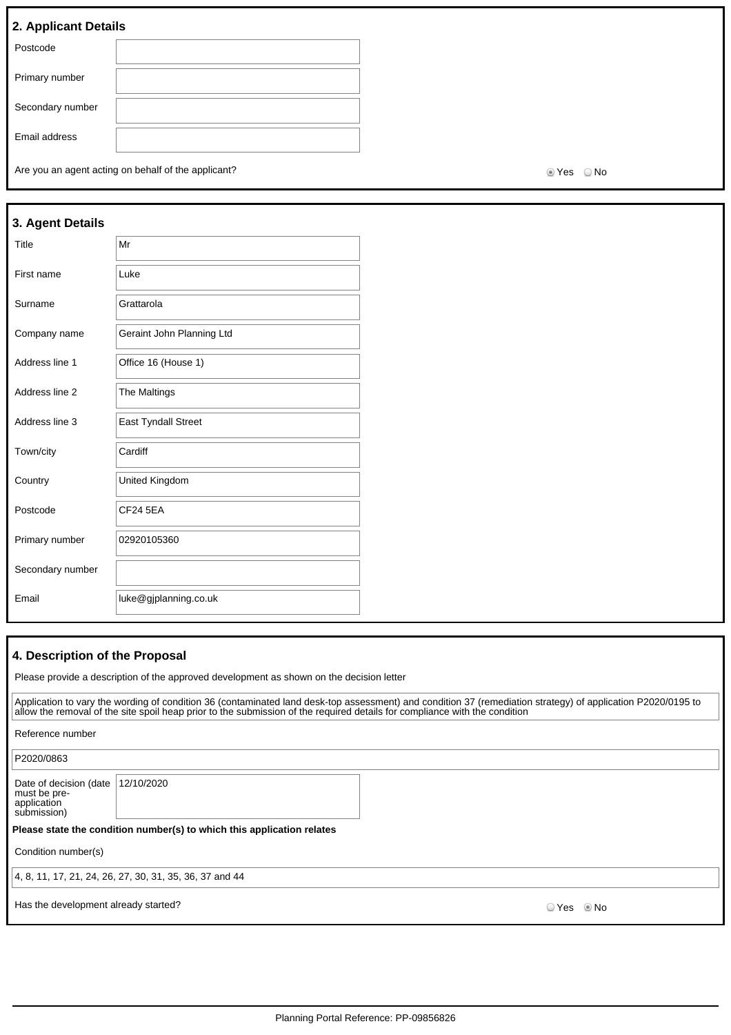## 2. Applicant Details

| | |
|---|---|
| Postcode | |
| Primary number | |
| Secondary number | |
| Email address | |

Are you an agent acting on behalf of the applicant? ◉ Yes ○ No

## 3. Agent Details

| | |
|---|---|
| Title | Mr |
| First name | Luke |
| Surname | Grattarola |
| Company name | Geraint John Planning Ltd |
| Address line 1 | Office 16 (House 1) |
| Address line 2 | The Maltings |
| Address line 3 | East Tyndall Street |
| Town/city | Cardiff |
| Country | United Kingdom |
| Postcode | CF24 5EA |
| Primary number | 02920105360 |
| Secondary number | |
| Email | luke@gjplanning.co.uk |

## 4. Description of the Proposal

Please provide a description of the approved development as shown on the decision letter

Application to vary the wording of condition 36 (contaminated land desk-top assessment) and condition 37 (remediation strategy) of application P2020/0195 to allow the removal of the site spoil heap prior to the submission of the required details for compliance with the condition

Reference number

P2020/0863

| | |
|---|---|
| Date of decision (date must be pre-application submission) | 12/10/2020 |

**Please state the condition number(s) to which this application relates**

Condition number(s)

4, 8, 11, 17, 21, 24, 26, 27, 30, 31, 35, 36, 37 and 44

Has the development already started? ○ Yes ◉ No

Planning Portal Reference: PP-09856826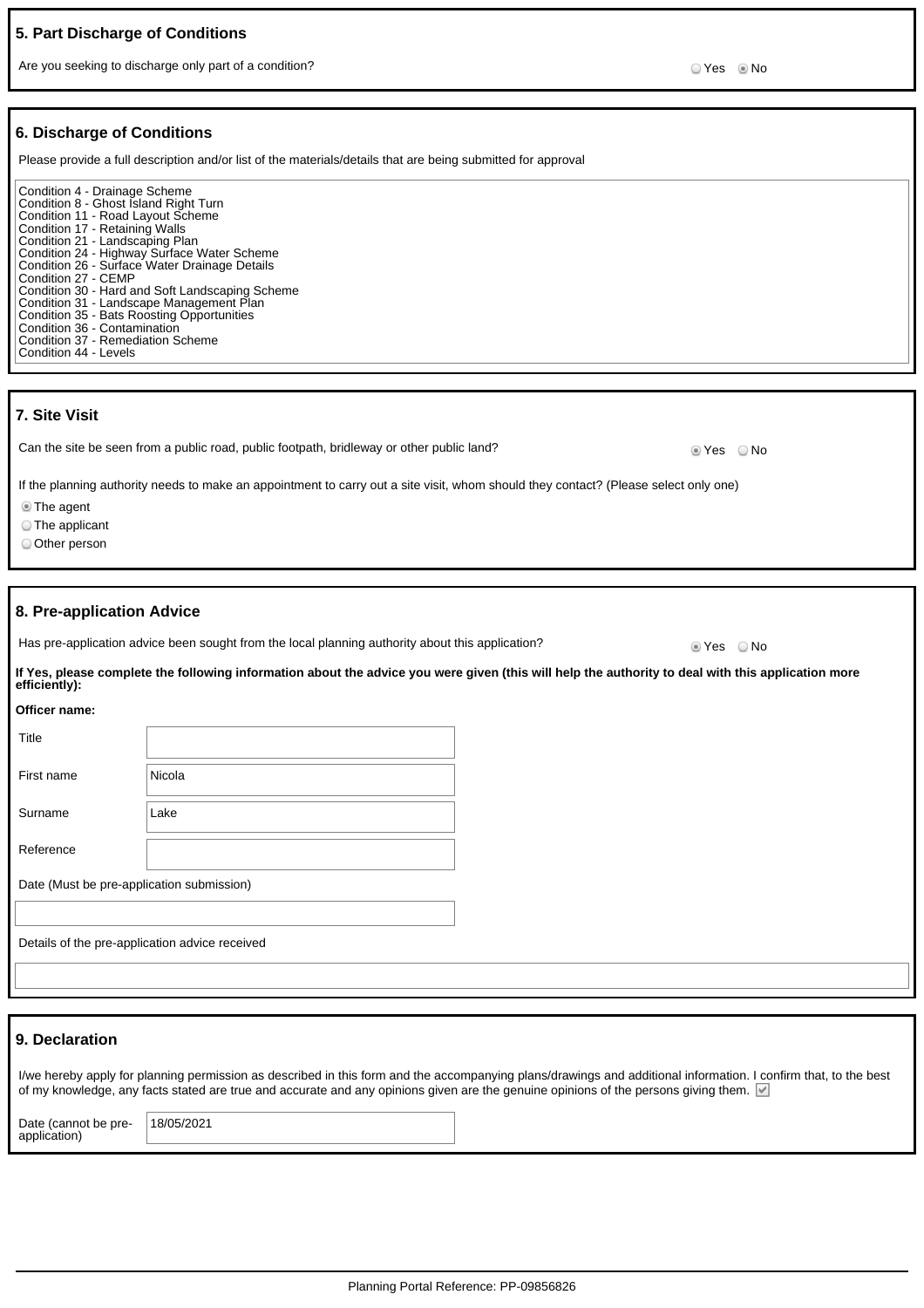## 5. Part Discharge of Conditions

Are you seeking to discharge only part of a condition?

○ Yes ◉ No

## 6. Discharge of Conditions

Please provide a full description and/or list of the materials/details that are being submitted for approval

Condition 4 - Drainage Scheme
Condition 8 - Ghost Island Right Turn
Condition 11 - Road Layout Scheme
Condition 17 - Retaining Walls
Condition 21 - Landscaping Plan
Condition 24 - Highway Surface Water Scheme
Condition 26 - Surface Water Drainage Details
Condition 27 - CEMP
Condition 30 - Hard and Soft Landscaping Scheme
Condition 31 - Landscape Management Plan
Condition 35 - Bats Roosting Opportunities
Condition 36 - Contamination
Condition 37 - Remediation Scheme
Condition 44 - Levels

## 7. Site Visit

Can the site be seen from a public road, public footpath, bridleway or other public land?

◉ Yes ○ No

If the planning authority needs to make an appointment to carry out a site visit, whom should they contact? (Please select only one)

◉ The agent
○ The applicant
○ Other person

## 8. Pre-application Advice

Has pre-application advice been sought from the local planning authority about this application?

◉ Yes ○ No

**If Yes, please complete the following information about the advice you were given (this will help the authority to deal with this application more efficiently):**

**Officer name:**

| | |
|---|---|
| Title | |
| First name | Nicola |
| Surname | Lake |
| Reference | |

Date (Must be pre-application submission)

Details of the pre-application advice received

## 9. Declaration

I/we hereby apply for planning permission as described in this form and the accompanying plans/drawings and additional information. I confirm that, to the best of my knowledge, any facts stated are true and accurate and any opinions given are the genuine opinions of the persons giving them. ☑

| | |
|---|---|
| Date (cannot be pre-application) | 18/05/2021 |

Planning Portal Reference: PP-09856826